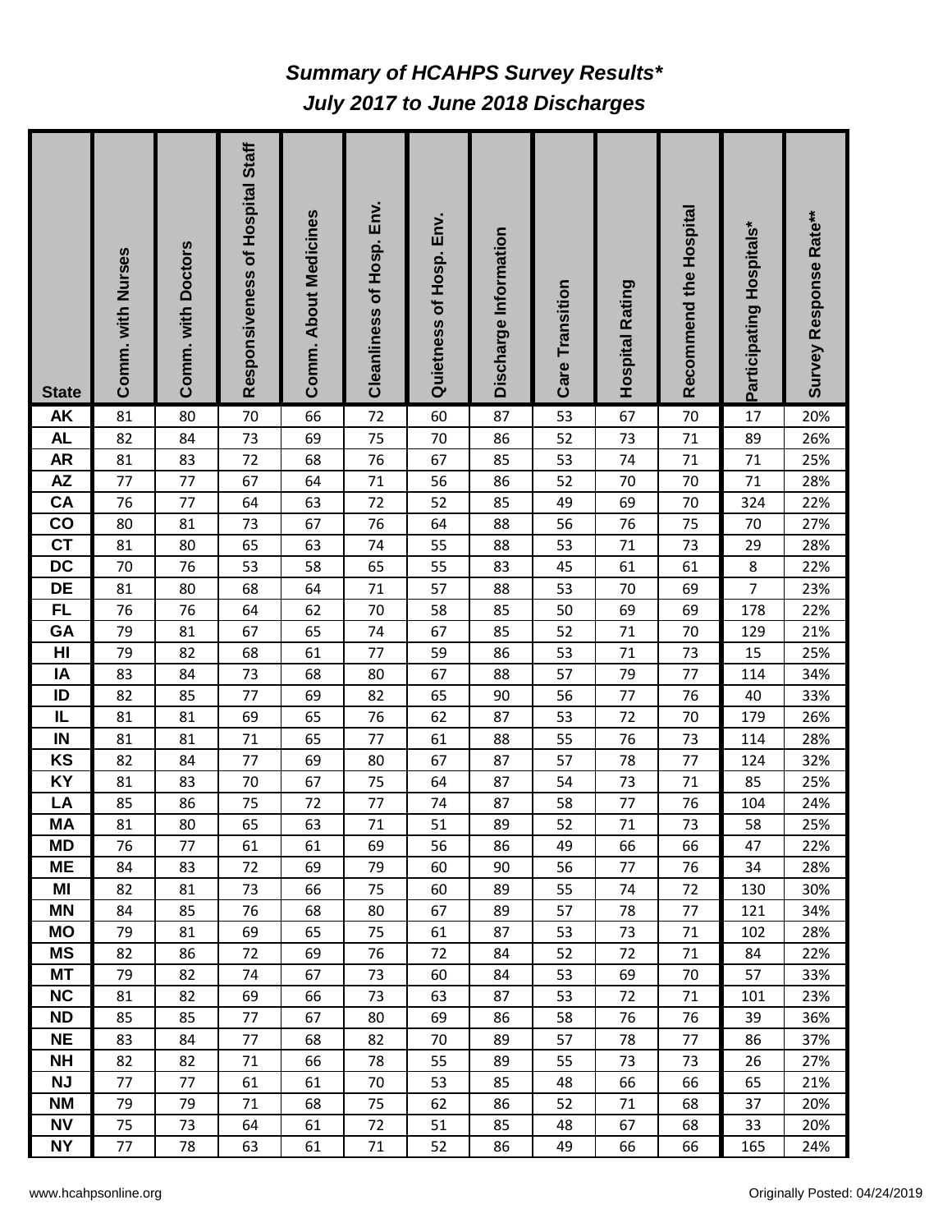# *Summary of HCAHPS Survey Results**

## *July 2017 to June 2018 Discharges*

| State | Comm. with Nurses | Comm. with Doctors | Responsiveness of Hospital Staff | Comm. About Medicines | Cleanliness of Hosp. Env. | Quietness of Hosp. Env. | Discharge Information | Care Transition | Hospital Rating | Recommend the Hospital | Participating Hospitals* | Survey Response Rate** |
|---|---|---|---|---|---|---|---|---|---|---|---|---|
| AK | 81 | 80 | 70 | 66 | 72 | 60 | 87 | 53 | 67 | 70 | 17 | 20% |
| AL | 82 | 84 | 73 | 69 | 75 | 70 | 86 | 52 | 73 | 71 | 89 | 26% |
| AR | 81 | 83 | 72 | 68 | 76 | 67 | 85 | 53 | 74 | 71 | 71 | 25% |
| AZ | 77 | 77 | 67 | 64 | 71 | 56 | 86 | 52 | 70 | 70 | 71 | 28% |
| CA | 76 | 77 | 64 | 63 | 72 | 52 | 85 | 49 | 69 | 70 | 324 | 22% |
| CO | 80 | 81 | 73 | 67 | 76 | 64 | 88 | 56 | 76 | 75 | 70 | 27% |
| CT | 81 | 80 | 65 | 63 | 74 | 55 | 88 | 53 | 71 | 73 | 29 | 28% |
| DC | 70 | 76 | 53 | 58 | 65 | 55 | 83 | 45 | 61 | 61 | 8 | 22% |
| DE | 81 | 80 | 68 | 64 | 71 | 57 | 88 | 53 | 70 | 69 | 7 | 23% |
| FL | 76 | 76 | 64 | 62 | 70 | 58 | 85 | 50 | 69 | 69 | 178 | 22% |
| GA | 79 | 81 | 67 | 65 | 74 | 67 | 85 | 52 | 71 | 70 | 129 | 21% |
| HI | 79 | 82 | 68 | 61 | 77 | 59 | 86 | 53 | 71 | 73 | 15 | 25% |
| IA | 83 | 84 | 73 | 68 | 80 | 67 | 88 | 57 | 79 | 77 | 114 | 34% |
| ID | 82 | 85 | 77 | 69 | 82 | 65 | 90 | 56 | 77 | 76 | 40 | 33% |
| IL | 81 | 81 | 69 | 65 | 76 | 62 | 87 | 53 | 72 | 70 | 179 | 26% |
| IN | 81 | 81 | 71 | 65 | 77 | 61 | 88 | 55 | 76 | 73 | 114 | 28% |
| KS | 82 | 84 | 77 | 69 | 80 | 67 | 87 | 57 | 78 | 77 | 124 | 32% |
| KY | 81 | 83 | 70 | 67 | 75 | 64 | 87 | 54 | 73 | 71 | 85 | 25% |
| LA | 85 | 86 | 75 | 72 | 77 | 74 | 87 | 58 | 77 | 76 | 104 | 24% |
| MA | 81 | 80 | 65 | 63 | 71 | 51 | 89 | 52 | 71 | 73 | 58 | 25% |
| MD | 76 | 77 | 61 | 61 | 69 | 56 | 86 | 49 | 66 | 66 | 47 | 22% |
| ME | 84 | 83 | 72 | 69 | 79 | 60 | 90 | 56 | 77 | 76 | 34 | 28% |
| MI | 82 | 81 | 73 | 66 | 75 | 60 | 89 | 55 | 74 | 72 | 130 | 30% |
| MN | 84 | 85 | 76 | 68 | 80 | 67 | 89 | 57 | 78 | 77 | 121 | 34% |
| MO | 79 | 81 | 69 | 65 | 75 | 61 | 87 | 53 | 73 | 71 | 102 | 28% |
| MS | 82 | 86 | 72 | 69 | 76 | 72 | 84 | 52 | 72 | 71 | 84 | 22% |
| MT | 79 | 82 | 74 | 67 | 73 | 60 | 84 | 53 | 69 | 70 | 57 | 33% |
| NC | 81 | 82 | 69 | 66 | 73 | 63 | 87 | 53 | 72 | 71 | 101 | 23% |
| ND | 85 | 85 | 77 | 67 | 80 | 69 | 86 | 58 | 76 | 76 | 39 | 36% |
| NE | 83 | 84 | 77 | 68 | 82 | 70 | 89 | 57 | 78 | 77 | 86 | 37% |
| NH | 82 | 82 | 71 | 66 | 78 | 55 | 89 | 55 | 73 | 73 | 26 | 27% |
| NJ | 77 | 77 | 61 | 61 | 70 | 53 | 85 | 48 | 66 | 66 | 65 | 21% |
| NM | 79 | 79 | 71 | 68 | 75 | 62 | 86 | 52 | 71 | 68 | 37 | 20% |
| NV | 75 | 73 | 64 | 61 | 72 | 51 | 85 | 48 | 67 | 68 | 33 | 20% |
| NY | 77 | 78 | 63 | 61 | 71 | 52 | 86 | 49 | 66 | 66 | 165 | 24% |

www.hcahpsonline.org

Originally Posted: 04/24/2019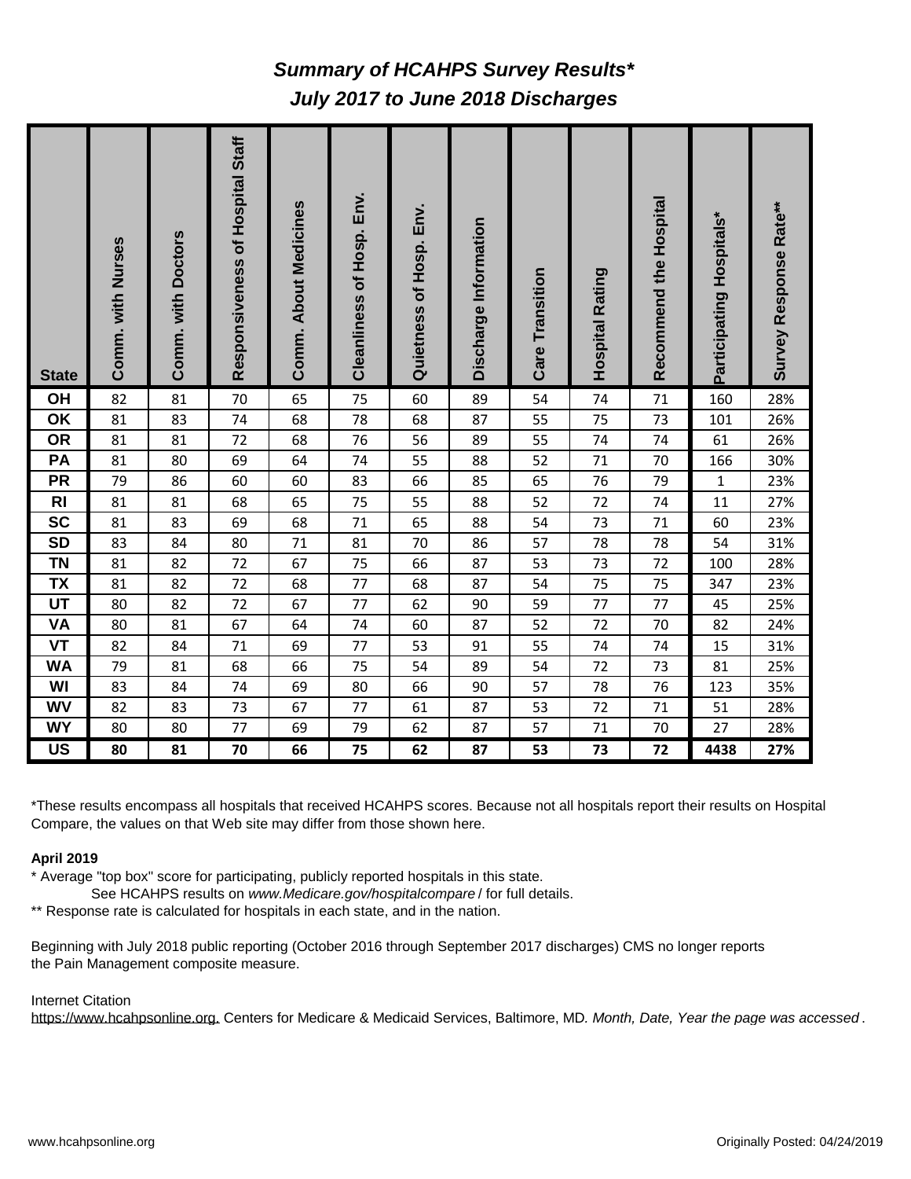## *Summary of HCAHPS Survey Results**
## *July 2017 to June 2018 Discharges*

| State | Comm. with Nurses | Comm. with Doctors | Responsiveness of Hospital Staff | Comm. About Medicines | Cleanliness of Hosp. Env. | Quietness of Hosp. Env. | Discharge Information | Care Transition | Hospital Rating | Recommend the Hospital | Participating Hospitals* | Survey Response Rate** |
|---|---|---|---|---|---|---|---|---|---|---|---|---|
| OH | 82 | 81 | 70 | 65 | 75 | 60 | 89 | 54 | 74 | 71 | 160 | 28% |
| OK | 81 | 83 | 74 | 68 | 78 | 68 | 87 | 55 | 75 | 73 | 101 | 26% |
| OR | 81 | 81 | 72 | 68 | 76 | 56 | 89 | 55 | 74 | 74 | 61 | 26% |
| PA | 81 | 80 | 69 | 64 | 74 | 55 | 88 | 52 | 71 | 70 | 166 | 30% |
| PR | 79 | 86 | 60 | 60 | 83 | 66 | 85 | 65 | 76 | 79 | 1 | 23% |
| RI | 81 | 81 | 68 | 65 | 75 | 55 | 88 | 52 | 72 | 74 | 11 | 27% |
| SC | 81 | 83 | 69 | 68 | 71 | 65 | 88 | 54 | 73 | 71 | 60 | 23% |
| SD | 83 | 84 | 80 | 71 | 81 | 70 | 86 | 57 | 78 | 78 | 54 | 31% |
| TN | 81 | 82 | 72 | 67 | 75 | 66 | 87 | 53 | 73 | 72 | 100 | 28% |
| TX | 81 | 82 | 72 | 68 | 77 | 68 | 87 | 54 | 75 | 75 | 347 | 23% |
| UT | 80 | 82 | 72 | 67 | 77 | 62 | 90 | 59 | 77 | 77 | 45 | 25% |
| VA | 80 | 81 | 67 | 64 | 74 | 60 | 87 | 52 | 72 | 70 | 82 | 24% |
| VT | 82 | 84 | 71 | 69 | 77 | 53 | 91 | 55 | 74 | 74 | 15 | 31% |
| WA | 79 | 81 | 68 | 66 | 75 | 54 | 89 | 54 | 72 | 73 | 81 | 25% |
| WI | 83 | 84 | 74 | 69 | 80 | 66 | 90 | 57 | 78 | 76 | 123 | 35% |
| WV | 82 | 83 | 73 | 67 | 77 | 61 | 87 | 53 | 72 | 71 | 51 | 28% |
| WY | 80 | 80 | 77 | 69 | 79 | 62 | 87 | 57 | 71 | 70 | 27 | 28% |
| **US** | **80** | **81** | **70** | **66** | **75** | **62** | **87** | **53** | **73** | **72** | **4438** | **27%** |

*These results encompass all hospitals that received HCAHPS scores. Because not all hospitals report their results on Hospital Compare, the values on that Web site may differ from those shown here.

**April 2019**

* Average "top box" score for participating, publicly reported hospitals in this state.
  See HCAHPS results on *www.Medicare.gov/hospitalcompare* / for full details.

** Response rate is calculated for hospitals in each state, and in the nation.

Beginning with July 2018 public reporting (October 2016 through September 2017 discharges) CMS no longer reports the Pain Management composite measure.

Internet Citation
https://www.hcahpsonline.org. Centers for Medicare & Medicaid Services, Baltimore, MD. *Month, Date, Year the page was accessed*.

www.hcahpsonline.org

Originally Posted: 04/24/2019